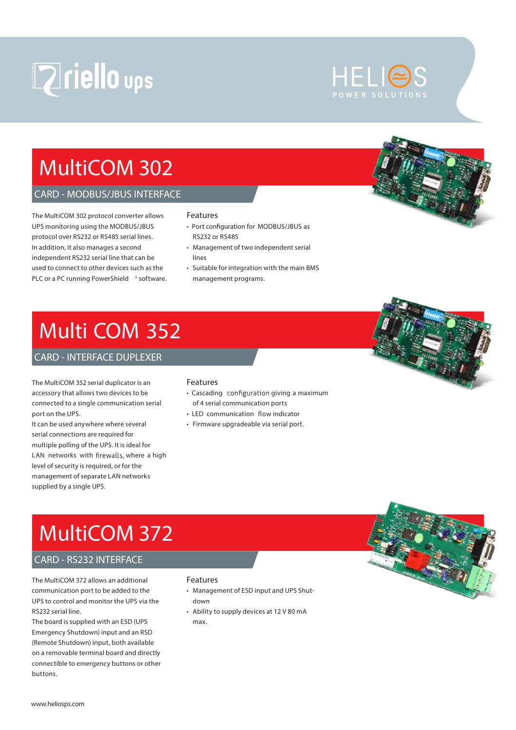# MultiCOM 302

## CARD - MODBUS/JBUS INTERFACE

The MultiCOM 302 protocol converter allows UPS monitoring using the MODBUS/JBUS protocol over RS232 or RS485 serial lines. In addition, it also manages a second independent RS232 serial line that can be used to connect to other devices such as the PLC or a PC running PowerShield [3] software.

### Features

- Port configuration for MODBUS/JBUS as RS232 or RS485
- Management of two independent serial lines
- Suitable for integration with the main BMS management programs.

# Multi COM 352

## CARD - INTERFACE DUPLEXER

The MultiCOM 352 serial duplicator is an accessory that allows two devices to be connected to a single communication serial port on the UPS.
It can be used anywhere where several serial connections are required for multiple polling of the UPS. It is ideal for LAN networks with firewalls, where a high level of security is required, or for the management of separate LAN networks supplied by a single UPS.

### Features

- Cascading configuration giving a maximum of 4 serial communication ports
- LED communication flow indicator
- Firmware upgradeable via serial port.

# MultiCOM 372

## CARD - RS232 INTERFACE

The MultiCOM 372 allows an additional communication port to be added to the UPS to control and monitor the UPS via the RS232 serial line.
The board is supplied with an ESD (UPS Emergency Shutdown) input and an RSD (Remote Shutdown) input, both available on a removable terminal board and directly connectible to emergency buttons or other buttons.

### Features

- Management of ESD input and UPS Shut-down
- Ability to supply devices at 12 V 80 mA max.

www.heliosps.com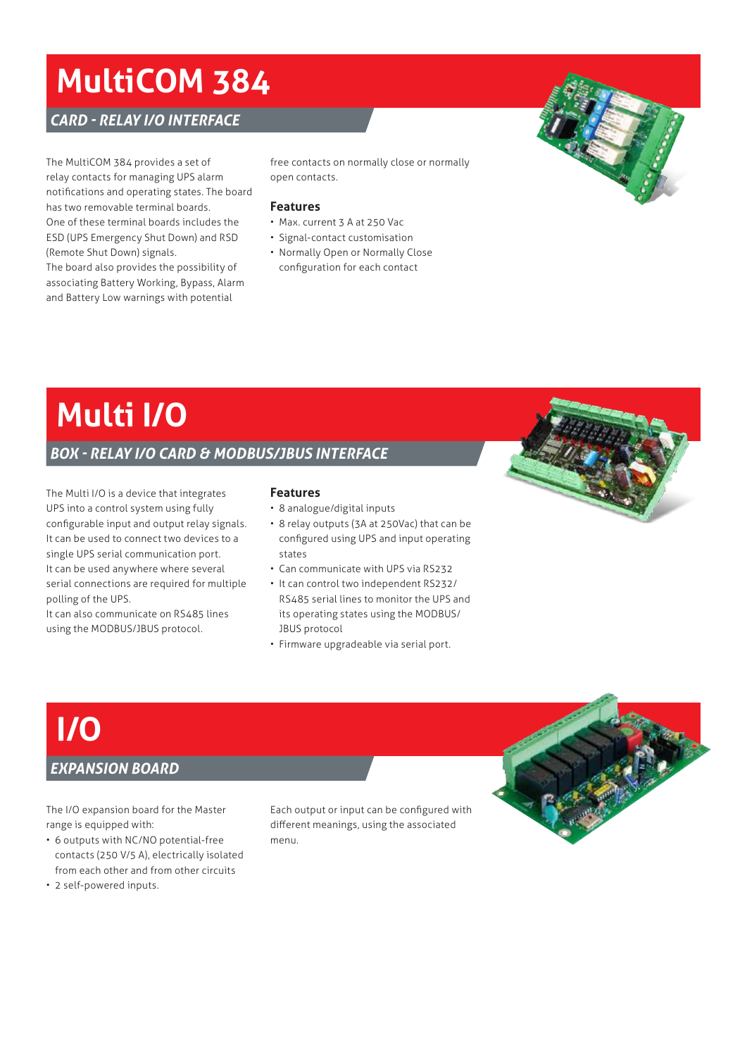# MultiCOM 384

## *CARD - RELAY I/O INTERFACE*

The MultiCOM 384 provides a set of relay contacts for managing UPS alarm notifications and operating states. The board has two removable terminal boards. One of these terminal boards includes the ESD (UPS Emergency Shut Down) and RSD (Remote Shut Down) signals.
The board also provides the possibility of associating Battery Working, Bypass, Alarm and Battery Low warnings with potential free contacts on normally close or normally open contacts.

### Features

- Max. current 3 A at 250 Vac
- Signal-contact customisation
- Normally Open or Normally Close configuration for each contact

# Multi I/O

## *BOX - RELAY I/O CARD & MODBUS/JBUS INTERFACE*

The Multi I/O is a device that integrates UPS into a control system using fully configurable input and output relay signals. It can be used to connect two devices to a single UPS serial communication port. It can be used anywhere where several serial connections are required for multiple polling of the UPS.
It can also communicate on RS485 lines using the MODBUS/JBUS protocol.

### Features

- 8 analogue/digital inputs
- 8 relay outputs (3A at 250Vac) that can be configured using UPS and input operating states
- Can communicate with UPS via RS232
- It can control two independent RS232/RS485 serial lines to monitor the UPS and its operating states using the MODBUS/JBUS protocol
- Firmware upgradeable via serial port.

# I/O

## *EXPANSION BOARD*

The I/O expansion board for the Master range is equipped with:

- 6 outputs with NC/NO potential-free contacts (250 V/5 A), electrically isolated from each other and from other circuits
- 2 self-powered inputs.

Each output or input can be configured with different meanings, using the associated menu.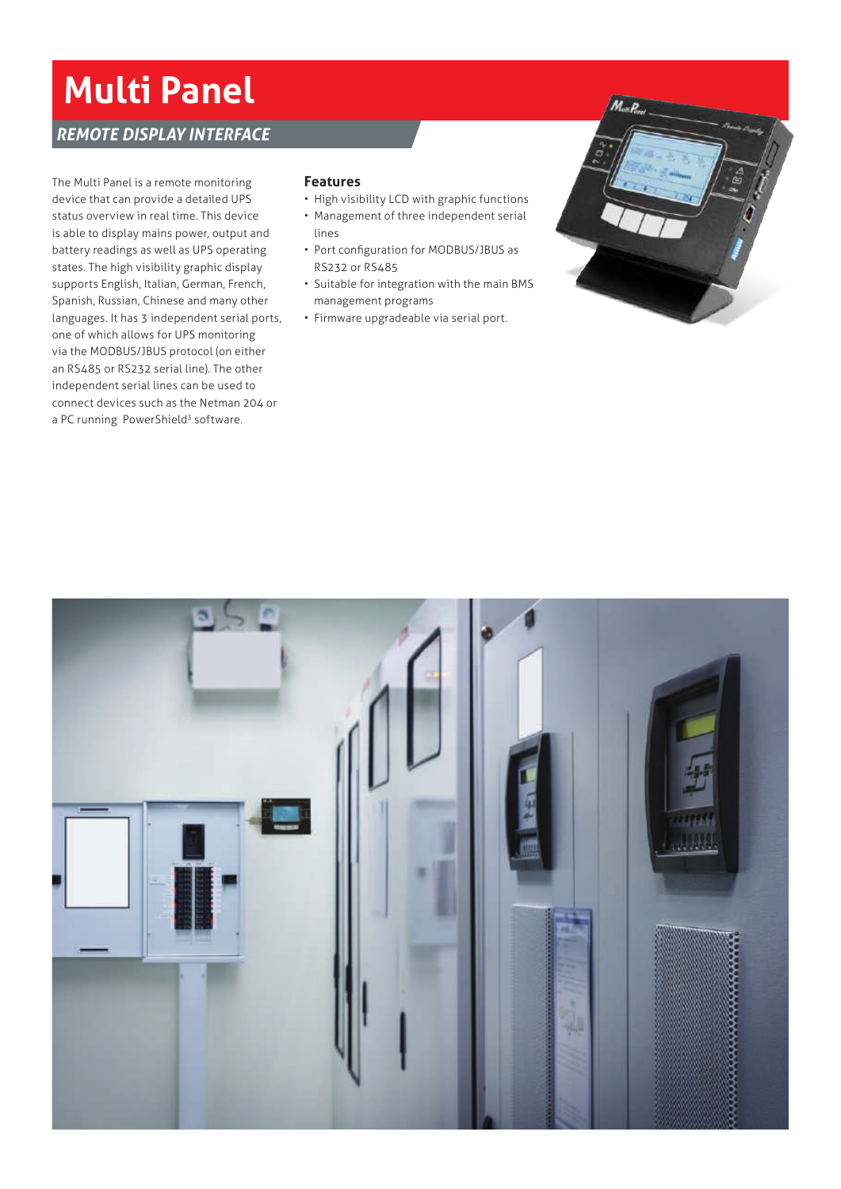# Multi Panel

## *REMOTE DISPLAY INTERFACE*

The Multi Panel is a remote monitoring device that can provide a detailed UPS status overview in real time. This device is able to display mains power, output and battery readings as well as UPS operating states. The high visibility graphic display supports English, Italian, German, French, Spanish, Russian, Chinese and many other languages. It has 3 independent serial ports, one of which allows for UPS monitoring via the MODBUS/JBUS protocol (on either an RS485 or RS232 serial line). The other independent serial lines can be used to connect devices such as the Netman 204 or a PC running PowerShield[3] software.

### Features

- High visibility LCD with graphic functions
- Management of three independent serial lines
- Port configuration for MODBUS/JBUS as RS232 or RS485
- Suitable for integration with the main BMS management programs
- Firmware upgradeable via serial port.